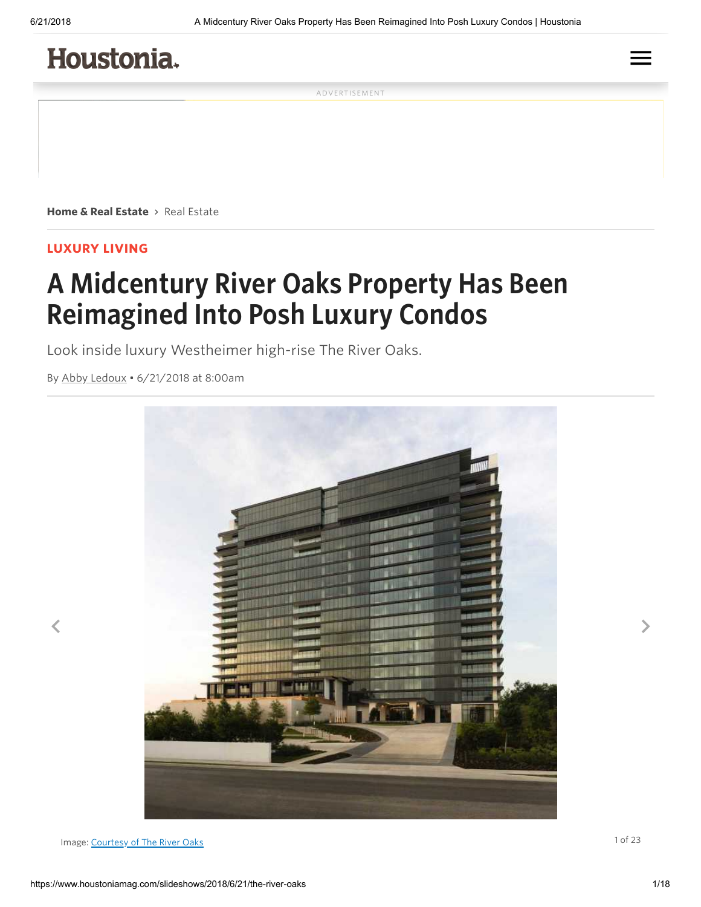Houstonia.

ADVERTISEMENT

**Home & Real Estate** › Real Estate

**LUXURY LIVING**

# A Midcentury River Oaks Property Has Been Reimagined Into Posh Luxury Condos

Look inside luxury Westheimer high-rise The River Oaks.

By Abby Ledoux • 6/21/2018 at 8:00am

Image: Courtesy of The River Oaks

1 of 23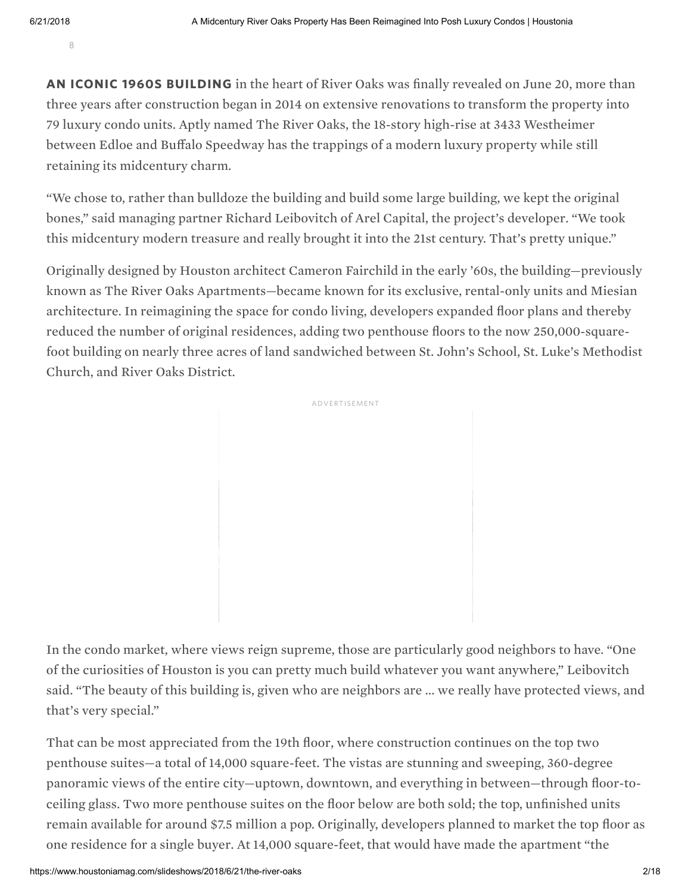**AN ICONIC 1960S BUILDING** in the heart of River Oaks was finally revealed on June 20, more than three years after construction began in 2014 on extensive renovations to transform the property into 79 luxury condo units. Aptly named The River Oaks, the 18-story high-rise at 3433 Westheimer between Edloe and Buffalo Speedway has the trappings of a modern luxury property while still retaining its midcentury charm.

"We chose to, rather than bulldoze the building and build some large building, we kept the original bones," said managing partner Richard Leibovitch of Arel Capital, the project's developer. "We took this midcentury modern treasure and really brought it into the 21st century. That's pretty unique."

Originally designed by Houston architect Cameron Fairchild in the early '60s, the building—previously known as The River Oaks Apartments—became known for its exclusive, rental-only units and Miesian architecture. In reimagining the space for condo living, developers expanded floor plans and thereby reduced the number of original residences, adding two penthouse floors to the now 250,000-square-foot building on nearly three acres of land sandwiched between St. John's School, St. Luke's Methodist Church, and River Oaks District.

In the condo market, where views reign supreme, those are particularly good neighbors to have. "One of the curiosities of Houston is you can pretty much build whatever you want anywhere," Leibovitch said. "The beauty of this building is, given who are neighbors are … we really have protected views, and that's very special."

That can be most appreciated from the 19th floor, where construction continues on the top two penthouse suites—a total of 14,000 square-feet. The vistas are stunning and sweeping, 360-degree panoramic views of the entire city—uptown, downtown, and everything in between—through floor-to-ceiling glass. Two more penthouse suites on the floor below are both sold; the top, unfinished units remain available for around $7.5 million a pop. Originally, developers planned to market the top floor as one residence for a single buyer. At 14,000 square-feet, that would have made the apartment "the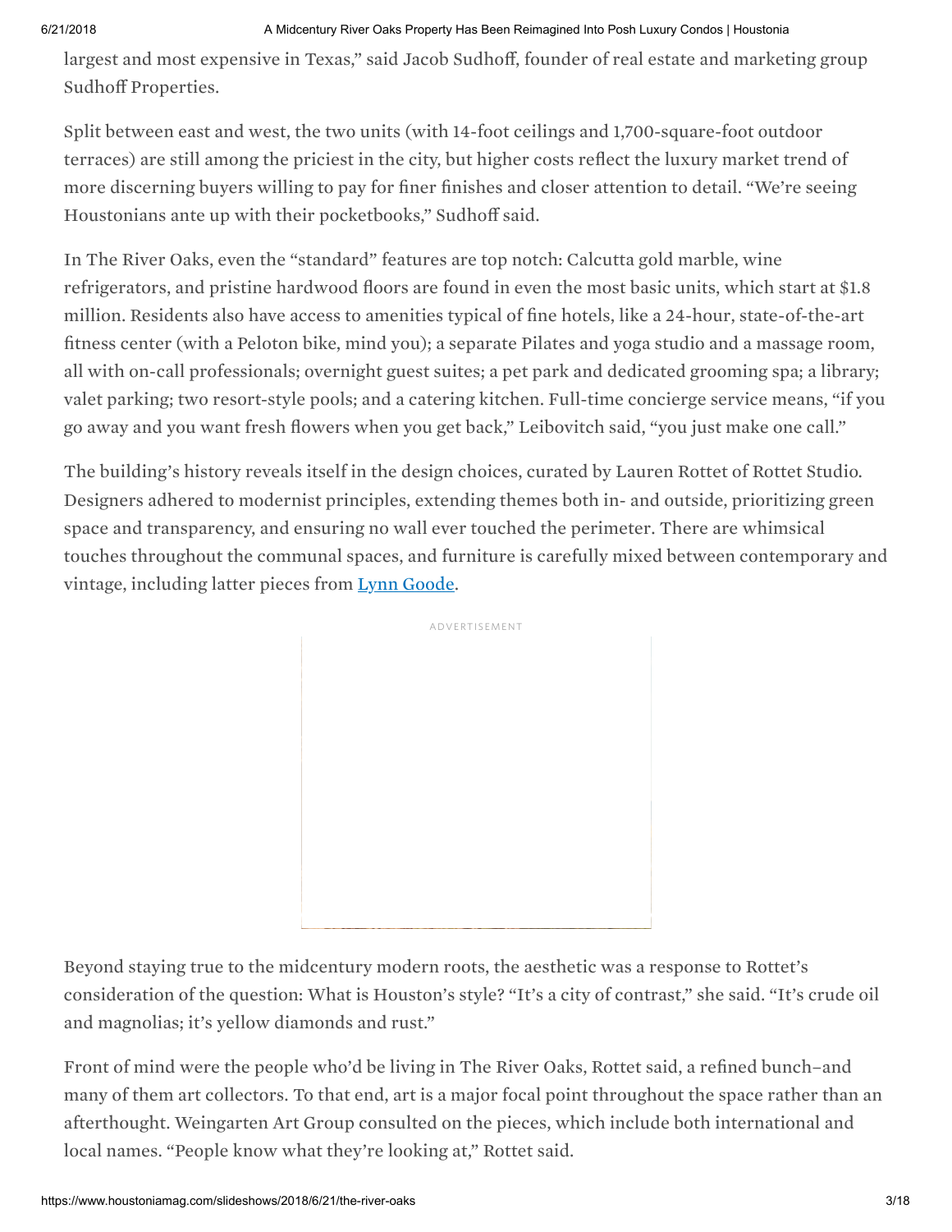largest and most expensive in Texas," said Jacob Sudhoff, founder of real estate and marketing group Sudhoff Properties.

Split between east and west, the two units (with 14-foot ceilings and 1,700-square-foot outdoor terraces) are still among the priciest in the city, but higher costs reflect the luxury market trend of more discerning buyers willing to pay for finer finishes and closer attention to detail. "We're seeing Houstonians ante up with their pocketbooks," Sudhoff said.

In The River Oaks, even the "standard" features are top notch: Calcutta gold marble, wine refrigerators, and pristine hardwood floors are found in even the most basic units, which start at $1.8 million. Residents also have access to amenities typical of fine hotels, like a 24-hour, state-of-the-art fitness center (with a Peloton bike, mind you); a separate Pilates and yoga studio and a massage room, all with on-call professionals; overnight guest suites; a pet park and dedicated grooming spa; a library; valet parking; two resort-style pools; and a catering kitchen. Full-time concierge service means, "if you go away and you want fresh flowers when you get back," Leibovitch said, "you just make one call."

The building's history reveals itself in the design choices, curated by Lauren Rottet of Rottet Studio. Designers adhered to modernist principles, extending themes both in- and outside, prioritizing green space and transparency, and ensuring no wall ever touched the perimeter. There are whimsical touches throughout the communal spaces, and furniture is carefully mixed between contemporary and vintage, including latter pieces from Lynn Goode.

Beyond staying true to the midcentury modern roots, the aesthetic was a response to Rottet's consideration of the question: What is Houston's style? "It's a city of contrast," she said. "It's crude oil and magnolias; it's yellow diamonds and rust."

Front of mind were the people who'd be living in The River Oaks, Rottet said, a refined bunch–and many of them art collectors. To that end, art is a major focal point throughout the space rather than an afterthought. Weingarten Art Group consulted on the pieces, which include both international and local names. "People know what they're looking at," Rottet said.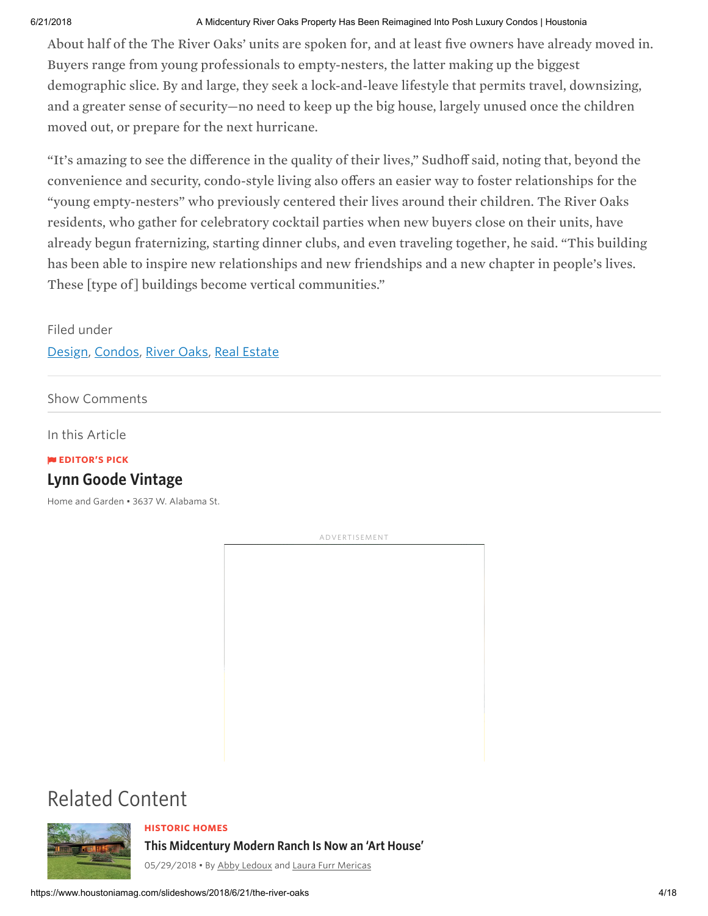About half of the The River Oaks' units are spoken for, and at least five owners have already moved in. Buyers range from young professionals to empty-nesters, the latter making up the biggest demographic slice. By and large, they seek a lock-and-leave lifestyle that permits travel, downsizing, and a greater sense of security—no need to keep up the big house, largely unused once the children moved out, or prepare for the next hurricane.

"It's amazing to see the difference in the quality of their lives," Sudhoff said, noting that, beyond the convenience and security, condo-style living also offers an easier way to foster relationships for the "young empty-nesters" who previously centered their lives around their children. The River Oaks residents, who gather for celebratory cocktail parties when new buyers close on their units, have already begun fraternizing, starting dinner clubs, and even traveling together, he said. "This building has been able to inspire new relationships and new friendships and a new chapter in people's lives. These [type of] buildings become vertical communities."

Filed under

Design, Condos, River Oaks, Real Estate

Show Comments

In this Article

EDITOR'S PICK

**Lynn Goode Vintage**

Home and Garden • 3637 W. Alabama St.

ADVERTISEMENT

## Related Content

HISTORIC HOMES

**This Midcentury Modern Ranch Is Now an 'Art House'**

05/29/2018 • By Abby Ledoux and Laura Furr Mericas